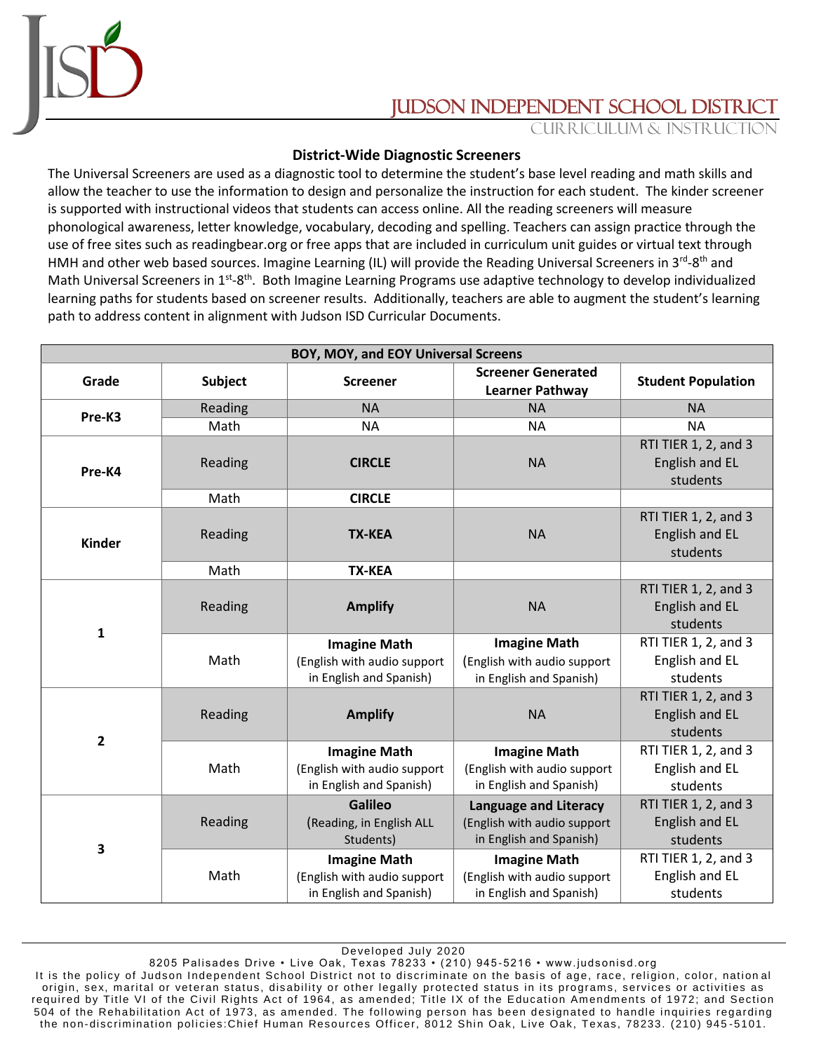# JUDSON INDEPENDENT SCHOOL DISTRICT

CURRICULUM & INSTRUCTION

## District-Wide Diagnostic Screeners

The Universal Screeners are used as a diagnostic tool to determine the student's base level reading and math skills and allow the teacher to use the information to design and personalize the instruction for each student. The kinder screener is supported with instructional videos that students can access online. All the reading screeners will measure phonological awareness, letter knowledge, vocabulary, decoding and spelling. Teachers can assign practice through the use of free sites such as readingbear.org or free apps that are included in curriculum unit guides or virtual text through HMH and other web based sources. Imagine Learning (IL) will provide the Reading Universal Screeners in 3rd-8th and Math Universal Screeners in 1st-8th. Both Imagine Learning Programs use adaptive technology to develop individualized learning paths for students based on screener results. Additionally, teachers are able to augment the student's learning path to address content in alignment with Judson ISD Curricular Documents.

| BOY, MOY, and EOY Universal Screens | | | | |
|---|---|---|---|---|
| **Grade** | **Subject** | **Screener** | **Screener Generated Learner Pathway** | **Student Population** |
| **Pre-K3** | Reading | NA | NA | NA |
| | Math | NA | NA | NA |
| **Pre-K4** | Reading | **CIRCLE** | NA | RTI TIER 1, 2, and 3 English and EL students |
| | Math | **CIRCLE** | | |
| **Kinder** | Reading | **TX-KEA** | NA | RTI TIER 1, 2, and 3 English and EL students |
| | Math | **TX-KEA** | | |
| **1** | Reading | **Amplify** | NA | RTI TIER 1, 2, and 3 English and EL students |
| | Math | **Imagine Math** (English with audio support in English and Spanish) | **Imagine Math** (English with audio support in English and Spanish) | RTI TIER 1, 2, and 3 English and EL students |
| **2** | Reading | **Amplify** | NA | RTI TIER 1, 2, and 3 English and EL students |
| | Math | **Imagine Math** (English with audio support in English and Spanish) | **Imagine Math** (English with audio support in English and Spanish) | RTI TIER 1, 2, and 3 English and EL students |
| **3** | Reading | **Galileo** (Reading, in English ALL Students) | **Language and Literacy** (English with audio support in English and Spanish) | RTI TIER 1, 2, and 3 English and EL students |
| | Math | **Imagine Math** (English with audio support in English and Spanish) | **Imagine Math** (English with audio support in English and Spanish) | RTI TIER 1, 2, and 3 English and EL students |

Developed July 2020

8205 Palisades Drive • Live Oak, Texas 78233 • (210) 945-5216 • www.judsonisd.org

It is the policy of Judson Independent School District not to discriminate on the basis of age, race, religion, color, national origin, sex, marital or veteran status, disability or other legally protected status in its programs, services or activities as required by Title VI of the Civil Rights Act of 1964, as amended; Title IX of the Education Amendments of 1972; and Section 504 of the Rehabilitation Act of 1973, as amended. The following person has been designated to handle inquiries regarding the non-discrimination policies:Chief Human Resources Officer, 8012 Shin Oak, Live Oak, Texas, 78233. (210) 945-5101.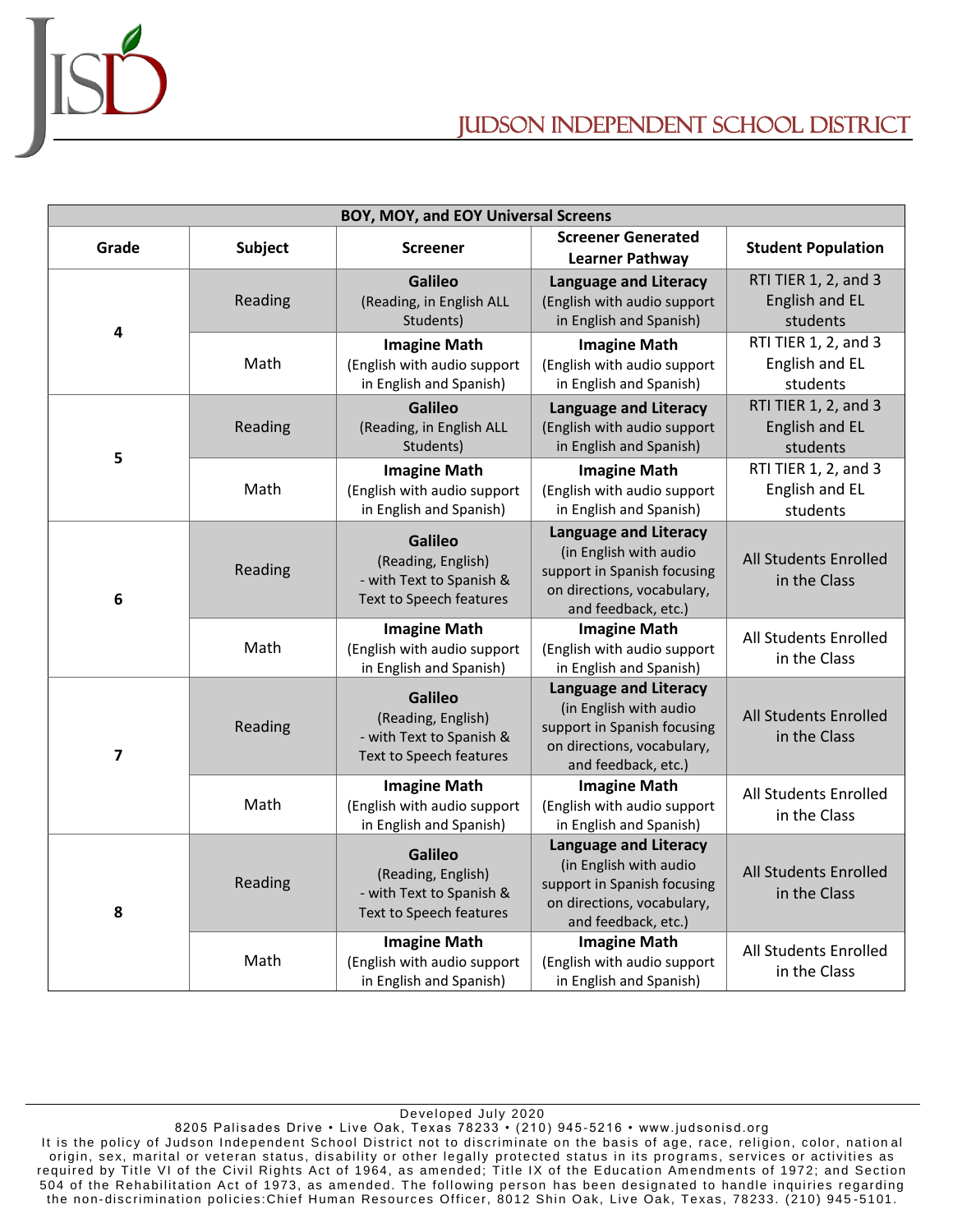| BOY, MOY, and EOY Universal Screens | | | | |
|---|---|---|---|---|
| **Grade** | **Subject** | **Screener** | **Screener Generated Learner Pathway** | **Student Population** |
| **4** | Reading | **Galileo** (Reading, in English ALL Students) | **Language and Literacy** (English with audio support in English and Spanish) | RTI TIER 1, 2, and 3 English and EL students |
| | Math | **Imagine Math** (English with audio support in English and Spanish) | **Imagine Math** (English with audio support in English and Spanish) | RTI TIER 1, 2, and 3 English and EL students |
| **5** | Reading | **Galileo** (Reading, in English ALL Students) | **Language and Literacy** (English with audio support in English and Spanish) | RTI TIER 1, 2, and 3 English and EL students |
| | Math | **Imagine Math** (English with audio support in English and Spanish) | **Imagine Math** (English with audio support in English and Spanish) | RTI TIER 1, 2, and 3 English and EL students |
| **6** | Reading | **Galileo** (Reading, English) - with Text to Spanish & Text to Speech features | **Language and Literacy** (in English with audio support in Spanish focusing on directions, vocabulary, and feedback, etc.) | All Students Enrolled in the Class |
| | Math | **Imagine Math** (English with audio support in English and Spanish) | **Imagine Math** (English with audio support in English and Spanish) | All Students Enrolled in the Class |
| **7** | Reading | **Galileo** (Reading, English) - with Text to Spanish & Text to Speech features | **Language and Literacy** (in English with audio support in Spanish focusing on directions, vocabulary, and feedback, etc.) | All Students Enrolled in the Class |
| | Math | **Imagine Math** (English with audio support in English and Spanish) | **Imagine Math** (English with audio support in English and Spanish) | All Students Enrolled in the Class |
| **8** | Reading | **Galileo** (Reading, English) - with Text to Spanish & Text to Speech features | **Language and Literacy** (in English with audio support in Spanish focusing on directions, vocabulary, and feedback, etc.) | All Students Enrolled in the Class |
| | Math | **Imagine Math** (English with audio support in English and Spanish) | **Imagine Math** (English with audio support in English and Spanish) | All Students Enrolled in the Class |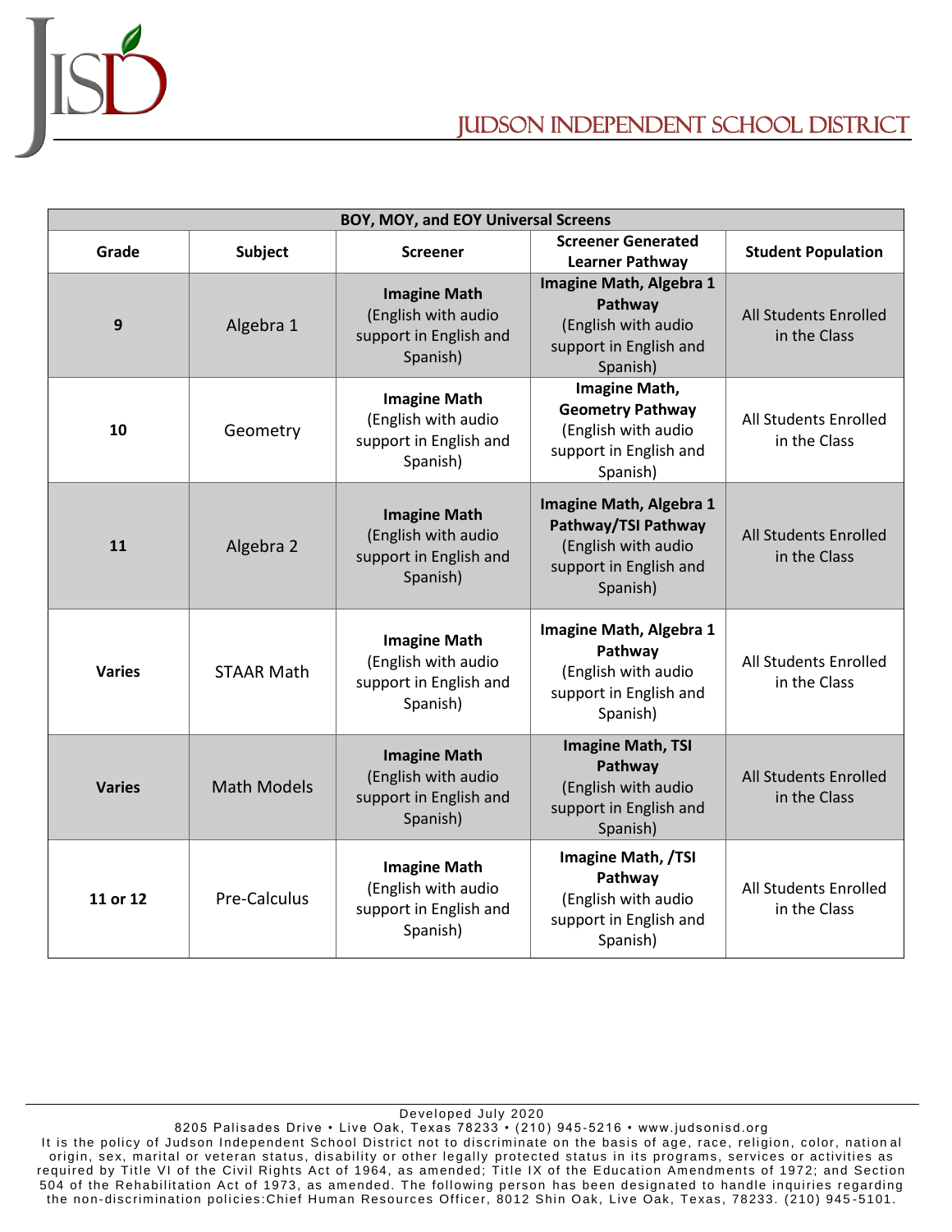| BOY, MOY, and EOY Universal Screens | | | | |
|---|---|---|---|---|
| **Grade** | **Subject** | **Screener** | **Screener Generated Learner Pathway** | **Student Population** |
| **9** | Algebra 1 | **Imagine Math** (English with audio support in English and Spanish) | **Imagine Math, Algebra 1 Pathway** (English with audio support in English and Spanish) | All Students Enrolled in the Class |
| **10** | Geometry | **Imagine Math** (English with audio support in English and Spanish) | **Imagine Math, Geometry Pathway** (English with audio support in English and Spanish) | All Students Enrolled in the Class |
| **11** | Algebra 2 | **Imagine Math** (English with audio support in English and Spanish) | **Imagine Math, Algebra 1 Pathway/TSI Pathway** (English with audio support in English and Spanish) | All Students Enrolled in the Class |
| **Varies** | STAAR Math | **Imagine Math** (English with audio support in English and Spanish) | **Imagine Math, Algebra 1 Pathway** (English with audio support in English and Spanish) | All Students Enrolled in the Class |
| **Varies** | Math Models | **Imagine Math** (English with audio support in English and Spanish) | **Imagine Math, TSI Pathway** (English with audio support in English and Spanish) | All Students Enrolled in the Class |
| **11 or 12** | Pre-Calculus | **Imagine Math** (English with audio support in English and Spanish) | **Imagine Math, /TSI Pathway** (English with audio support in English and Spanish) | All Students Enrolled in the Class |